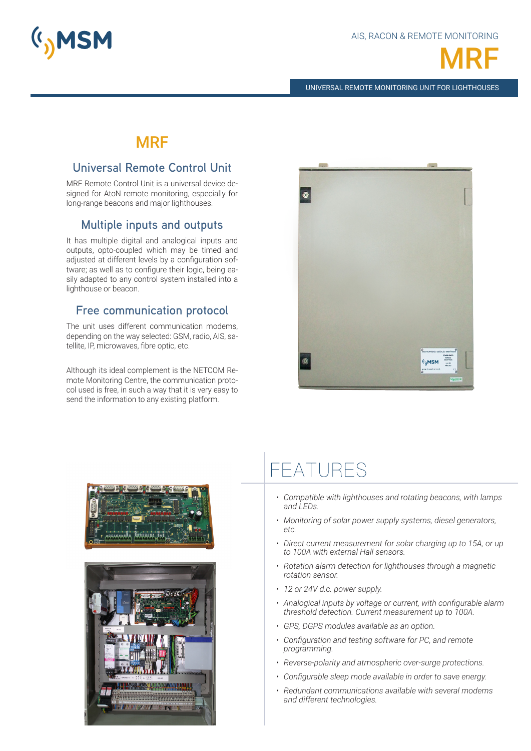AIS, RACON & REMOTE MONITORING

# MRF

UNIVERSAL REMOTE MONITORING UNIT FOR LIGHTHOUSES

## MRF

### Universal Remote Control Unit

MRF Remote Control Unit is a universal device designed for AtoN remote monitoring, especially for long-range beacons and major lighthouses.

### Multiple inputs and outputs

It has multiple digital and analogical inputs and outputs, opto-coupled which may be timed and adjusted at different levels by a configuration software; as well as to configure their logic, being easily adapted to any control system installed into a lighthouse or beacon.

### Free communication protocol

The unit uses different communication modems, depending on the way selected: GSM, radio, AIS, satellite, IP, microwaves, fibre optic, etc.

Although its ideal complement is the NETCOM Remote Monitoring Centre, the communication protocol used is free, in such a way that it is very easy to send the information to any existing platform.

## FEATURES

- *Compatible with lighthouses and rotating beacons, with lamps and LEDs.*
- *Monitoring of solar power supply systems, diesel generators, etc.*
- *Direct current measurement for solar charging up to 15A, or up to 100A with external Hall sensors.*
- *Rotation alarm detection for lighthouses through a magnetic rotation sensor.*
- *12 or 24V d.c. power supply.*
- *Analogical inputs by voltage or current, with configurable alarm threshold detection. Current measurement up to 100A.*
- *GPS, DGPS modules available as an option.*
- *Configuration and testing software for PC, and remote programming.*
- *Reverse-polarity and atmospheric over-surge protections.*
- *Configurable sleep mode available in order to save energy.*
- *Redundant communications available with several modems and different technologies.*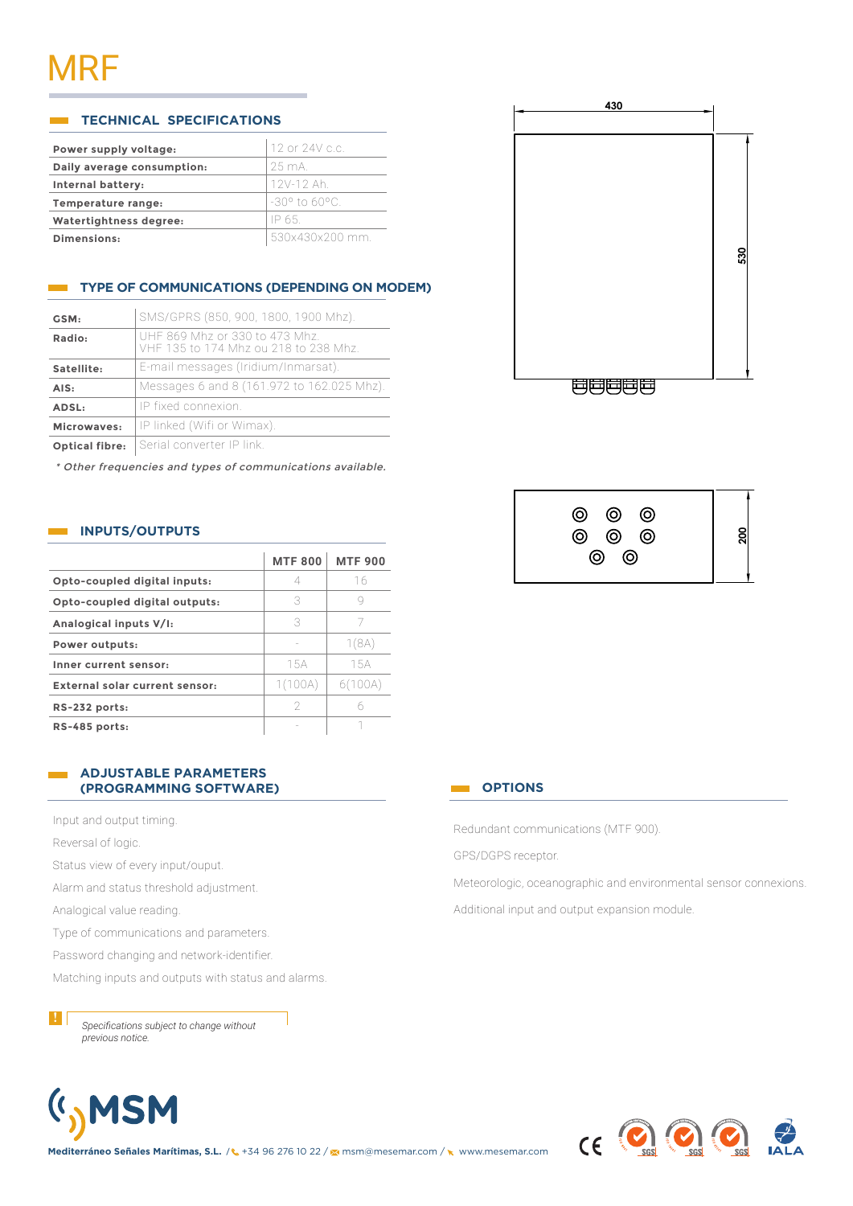# MRF

## TECHNICAL SPECIFICATIONS

| | |
|---|---|
| **Power supply voltage:** | 12 or 24V c.c. |
| **Daily average consumption:** | 25 mA. |
| **Internal battery:** | 12V-12 Ah. |
| **Temperature range:** | -30º to 60ºC. |
| **Watertightness degree:** | IP 65. |
| **Dimensions:** | 530x430x200 mm. |

## TYPE OF COMMUNICATIONS (DEPENDING ON MODEM)

| | |
|---|---|
| **GSM:** | SMS/GPRS (850, 900, 1800, 1900 Mhz). |
| **Radio:** | UHF 869 Mhz or 330 to 473 Mhz. VHF 135 to 174 Mhz ou 218 to 238 Mhz. |
| **Satellite:** | E-mail messages (Iridium/Inmarsat). |
| **AIS:** | Messages 6 and 8 (161.972 to 162.025 Mhz). |
| **ADSL:** | IP fixed connexion. |
| **Microwaves:** | IP linked (Wifi or Wimax). |
| **Optical fibre:** | Serial converter IP link. |

*\* Other frequencies and types of communications available.*

430

530

200

## INPUTS/OUTPUTS

| | MTF 800 | MTF 900 |
|---|---|---|
| **Opto-coupled digital inputs:** | 4 | 16 |
| **Opto-coupled digital outputs:** | 3 | 9 |
| **Analogical inputs V/I:** | 3 | 7 |
| **Power outputs:** | - | 1(8A) |
| **Inner current sensor:** | 15A | 15A |
| **External solar current sensor:** | 1(100A) | 6(100A) |
| **RS-232 ports:** | 2 | 6 |
| **RS-485 ports:** | - | 1 |

## ADJUSTABLE PARAMETERS (PROGRAMMING SOFTWARE)

Input and output timing.

Reversal of logic.

Status view of every input/ouput.

Alarm and status threshold adjustment.

Analogical value reading.

Type of communications and parameters.

Password changing and network-identifier.

Matching inputs and outputs with status and alarms.

## OPTIONS

Redundant communications (MTF 900).

GPS/DGPS receptor.

Meteorologic, oceanographic and environmental sensor connexions.

Additional input and output expansion module.

*Specifications subject to change without previous notice.*

MSM

**Mediterráneo Señales Marítimas, S.L.** / +34 96 276 10 22 / msm@mesemar.com / www.mesemar.com